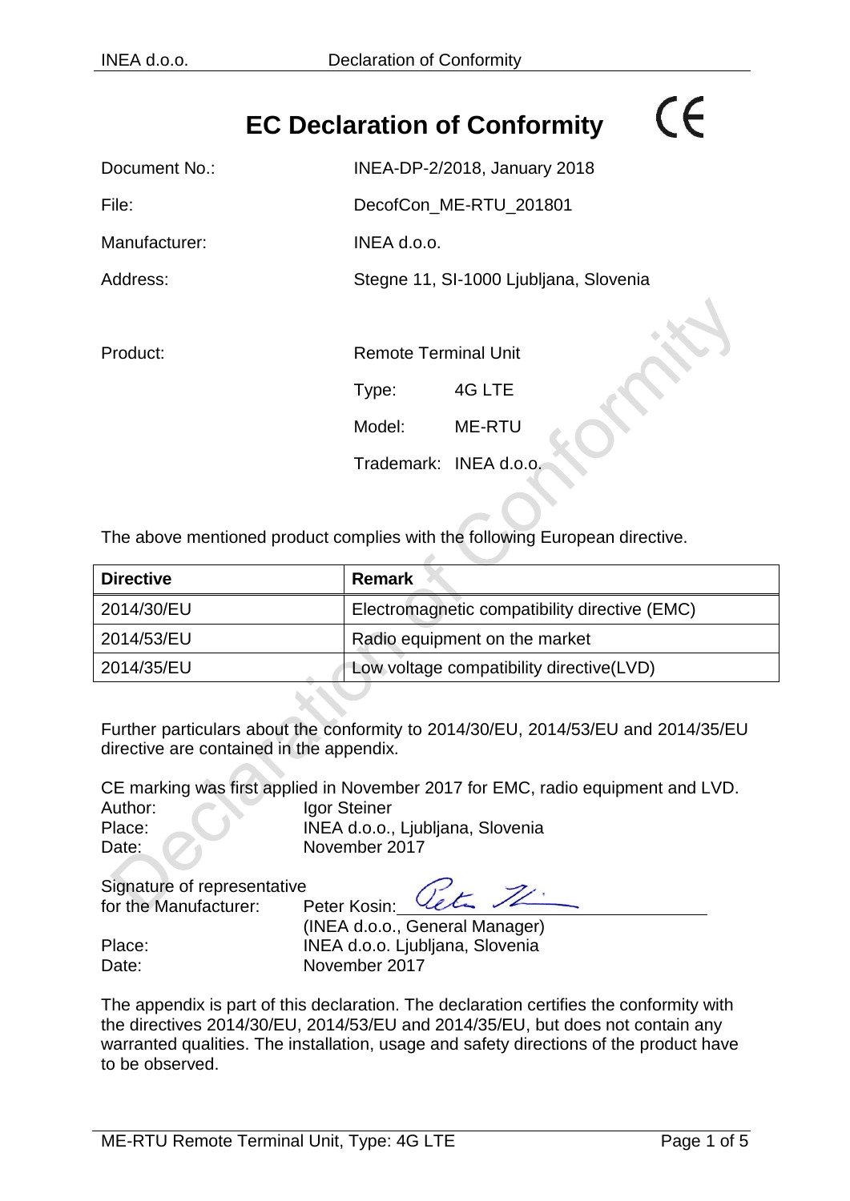# EC Declaration of Conformity

CE

| | |
|---|---|
| Document No.: | INEA-DP-2/2018, January 2018 |
| File: | DecofCon_ME-RTU_201801 |
| Manufacturer: | INEA d.o.o. |
| Address: | Stegne 11, SI-1000 Ljubljana, Slovenia |

Product: Remote Terminal Unit

Type: 4G LTE

Model: ME-RTU

Trademark: INEA d.o.o.

The above mentioned product complies with the following European directive.

| Directive | Remark |
|---|---|
| 2014/30/EU | Electromagnetic compatibility directive (EMC) |
| 2014/53/EU | Radio equipment on the market |
| 2014/35/EU | Low voltage compatibility directive(LVD) |

Further particulars about the conformity to 2014/30/EU, 2014/53/EU and 2014/35/EU directive are contained in the appendix.

CE marking was first applied in November 2017 for EMC, radio equipment and LVD.

Author: Igor Steiner
Place: INEA d.o.o., Ljubljana, Slovenia
Date: November 2017

Signature of representative for the Manufacturer: Peter Kosin: ____________________
(INEA d.o.o., General Manager)
Place: INEA d.o.o. Ljubljana, Slovenia
Date: November 2017

The appendix is part of this declaration. The declaration certifies the conformity with the directives 2014/30/EU, 2014/53/EU and 2014/35/EU, but does not contain any warranted qualities. The installation, usage and safety directions of the product have to be observed.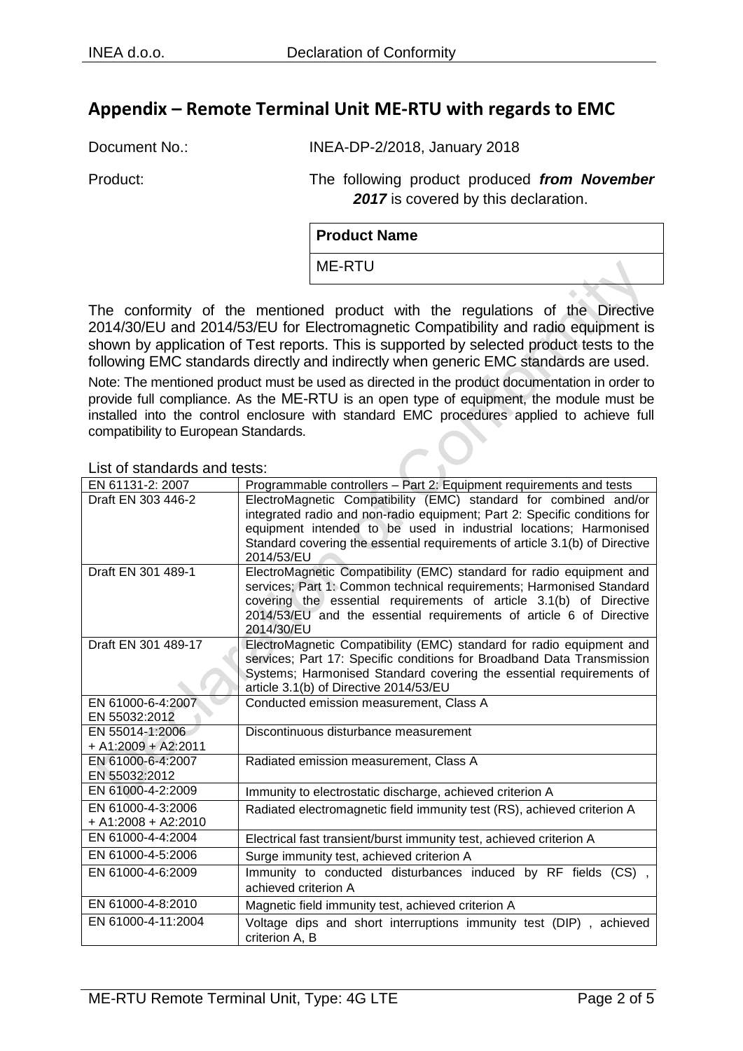## Appendix – Remote Terminal Unit ME-RTU with regards to EMC

Document No.: INEA-DP-2/2018, January 2018

Product: The following product produced ***from November 2017*** is covered by this declaration.

| **Product Name** |
|---|
| ME-RTU |

The conformity of the mentioned product with the regulations of the Directive 2014/30/EU and 2014/53/EU for Electromagnetic Compatibility and radio equipment is shown by application of Test reports. This is supported by selected product tests to the following EMC standards directly and indirectly when generic EMC standards are used.

Note: The mentioned product must be used as directed in the product documentation in order to provide full compliance. As the ME-RTU is an open type of equipment, the module must be installed into the control enclosure with standard EMC procedures applied to achieve full compatibility to European Standards.

List of standards and tests:

| | |
|---|---|
| EN 61131-2: 2007 | Programmable controllers – Part 2: Equipment requirements and tests |
| Draft EN 303 446-2 | ElectroMagnetic Compatibility (EMC) standard for combined and/or integrated radio and non-radio equipment; Part 2: Specific conditions for equipment intended to be used in industrial locations; Harmonised Standard covering the essential requirements of article 3.1(b) of Directive 2014/53/EU |
| Draft EN 301 489-1 | ElectroMagnetic Compatibility (EMC) standard for radio equipment and services; Part 1: Common technical requirements; Harmonised Standard covering the essential requirements of article 3.1(b) of Directive 2014/53/EU and the essential requirements of article 6 of Directive 2014/30/EU |
| Draft EN 301 489-17 | ElectroMagnetic Compatibility (EMC) standard for radio equipment and services; Part 17: Specific conditions for Broadband Data Transmission Systems; Harmonised Standard covering the essential requirements of article 3.1(b) of Directive 2014/53/EU |
| EN 61000-6-4:2007<br>EN 55032:2012 | Conducted emission measurement, Class A |
| EN 55014-1:2006<br>+ A1:2009 + A2:2011 | Discontinuous disturbance measurement |
| EN 61000-6-4:2007<br>EN 55032:2012 | Radiated emission measurement, Class A |
| EN 61000-4-2:2009 | Immunity to electrostatic discharge, achieved criterion A |
| EN 61000-4-3:2006<br>+ A1:2008 + A2:2010 | Radiated electromagnetic field immunity test (RS), achieved criterion A |
| EN 61000-4-4:2004 | Electrical fast transient/burst immunity test, achieved criterion A |
| EN 61000-4-5:2006 | Surge immunity test, achieved criterion A |
| EN 61000-4-6:2009 | Immunity to conducted disturbances induced by RF fields (CS) , achieved criterion A |
| EN 61000-4-8:2010 | Magnetic field immunity test, achieved criterion A |
| EN 61000-4-11:2004 | Voltage dips and short interruptions immunity test (DIP) , achieved criterion A, B |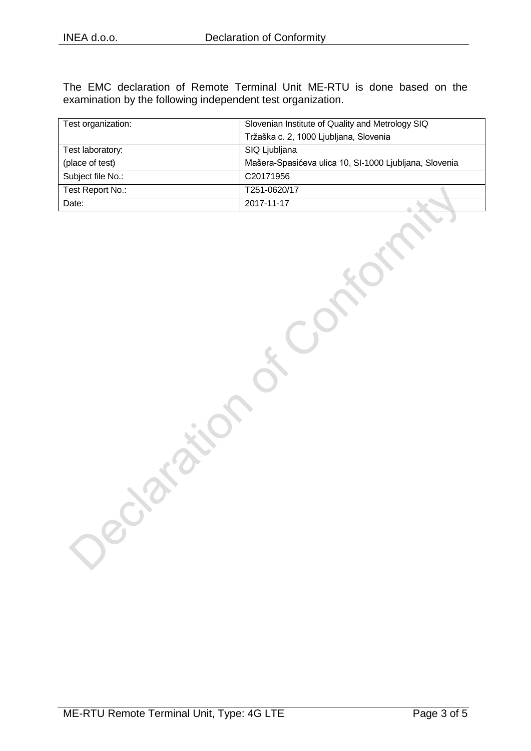The EMC declaration of Remote Terminal Unit ME-RTU is done based on the examination by the following independent test organization.

| Test organization: | Slovenian Institute of Quality and Metrology SIQ<br>Tržaška c. 2, 1000 Ljubljana, Slovenia |
|---|---|
| Test laboratory:<br>(place of test) | SIQ Ljubljana<br>Mašera-Spasićeva ulica 10, SI-1000 Ljubljana, Slovenia |
| Subject file No.: | C20171956 |
| Test Report No.: | T251-0620/17 |
| Date: | 2017-11-17 |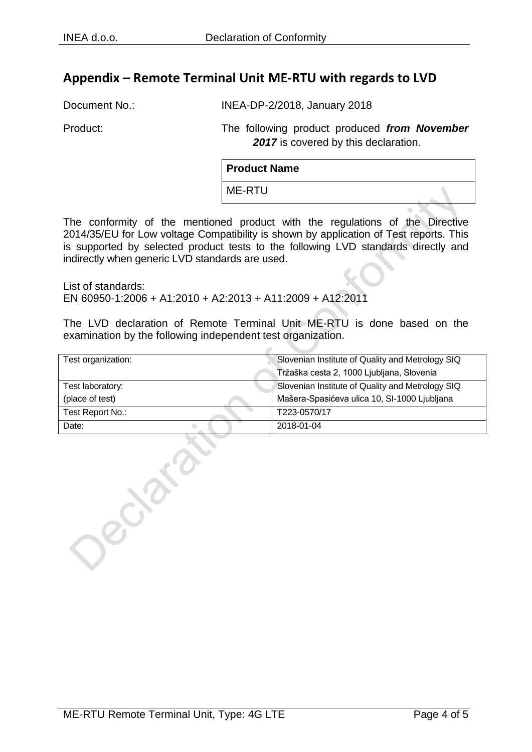## Appendix – Remote Terminal Unit ME-RTU with regards to LVD

Document No.: INEA-DP-2/2018, January 2018

Product: The following product produced ***from November 2017*** is covered by this declaration.

| Product Name |
|---|
| ME-RTU |

The conformity of the mentioned product with the regulations of the Directive 2014/35/EU for Low voltage Compatibility is shown by application of Test reports. This is supported by selected product tests to the following LVD standards directly and indirectly when generic LVD standards are used.

List of standards:
EN 60950-1:2006 + A1:2010 + A2:2013 + A11:2009 + A12:2011

The LVD declaration of Remote Terminal Unit ME-RTU is done based on the examination by the following independent test organization.

| | |
|---|---|
| Test organization: | Slovenian Institute of Quality and Metrology SIQ<br>Tržaška cesta 2, 1000 Ljubljana, Slovenia |
| Test laboratory:<br>(place of test) | Slovenian Institute of Quality and Metrology SIQ<br>Mašera-Spasićeva ulica 10, SI-1000 Ljubljana |
| Test Report No.: | T223-0570/17 |
| Date: | 2018-01-04 |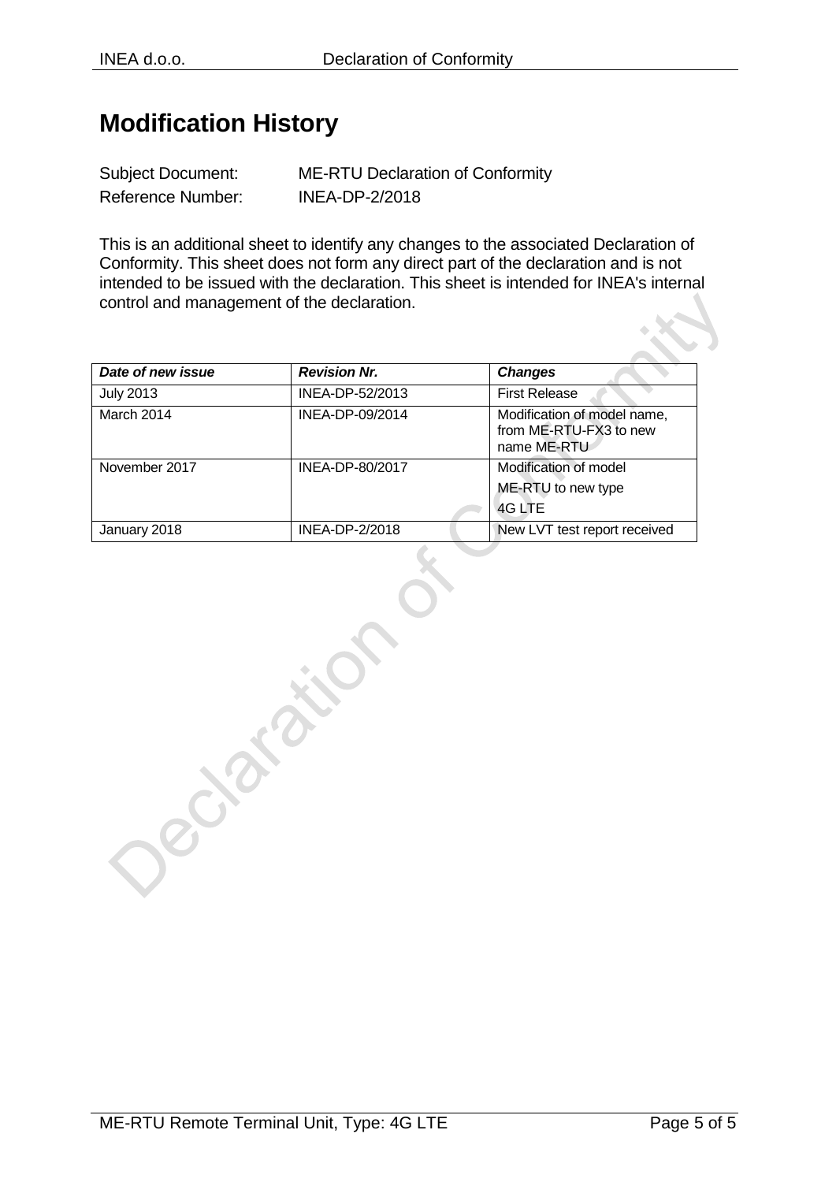# Modification History

Subject Document: ME-RTU Declaration of Conformity
Reference Number: INEA-DP-2/2018

This is an additional sheet to identify any changes to the associated Declaration of Conformity. This sheet does not form any direct part of the declaration and is not intended to be issued with the declaration. This sheet is intended for INEA's internal control and management of the declaration.

| ***Date of new issue*** | ***Revision Nr.*** | ***Changes*** |
|---|---|---|
| July 2013 | INEA-DP-52/2013 | First Release |
| March 2014 | INEA-DP-09/2014 | Modification of model name, from ME-RTU-FX3 to new name ME-RTU |
| November 2017 | INEA-DP-80/2017 | Modification of model ME-RTU to new type 4G LTE |
| January 2018 | INEA-DP-2/2018 | New LVT test report received |